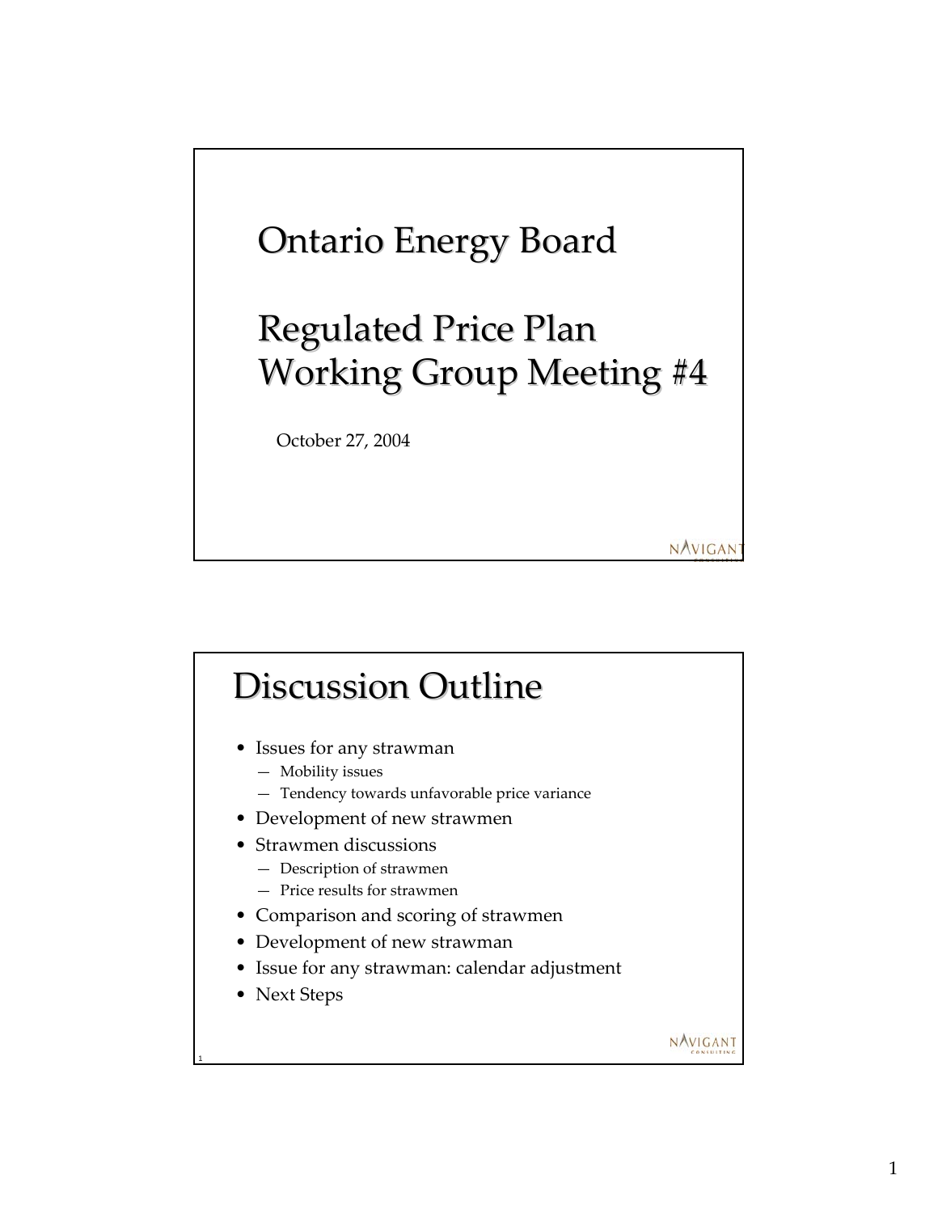# Ontario Energy Board

# Regulated Price Plan Working Group Meeting #4

October 27, 2004

## Discussion Outline

- Issues for any strawman
  - Mobility issues
  - Tendency towards unfavorable price variance
- Development of new strawmen
- Strawmen discussions
  - Description of strawmen
  - Price results for strawmen
- Comparison and scoring of strawmen
- Development of new strawman
- Issue for any strawman: calendar adjustment
- Next Steps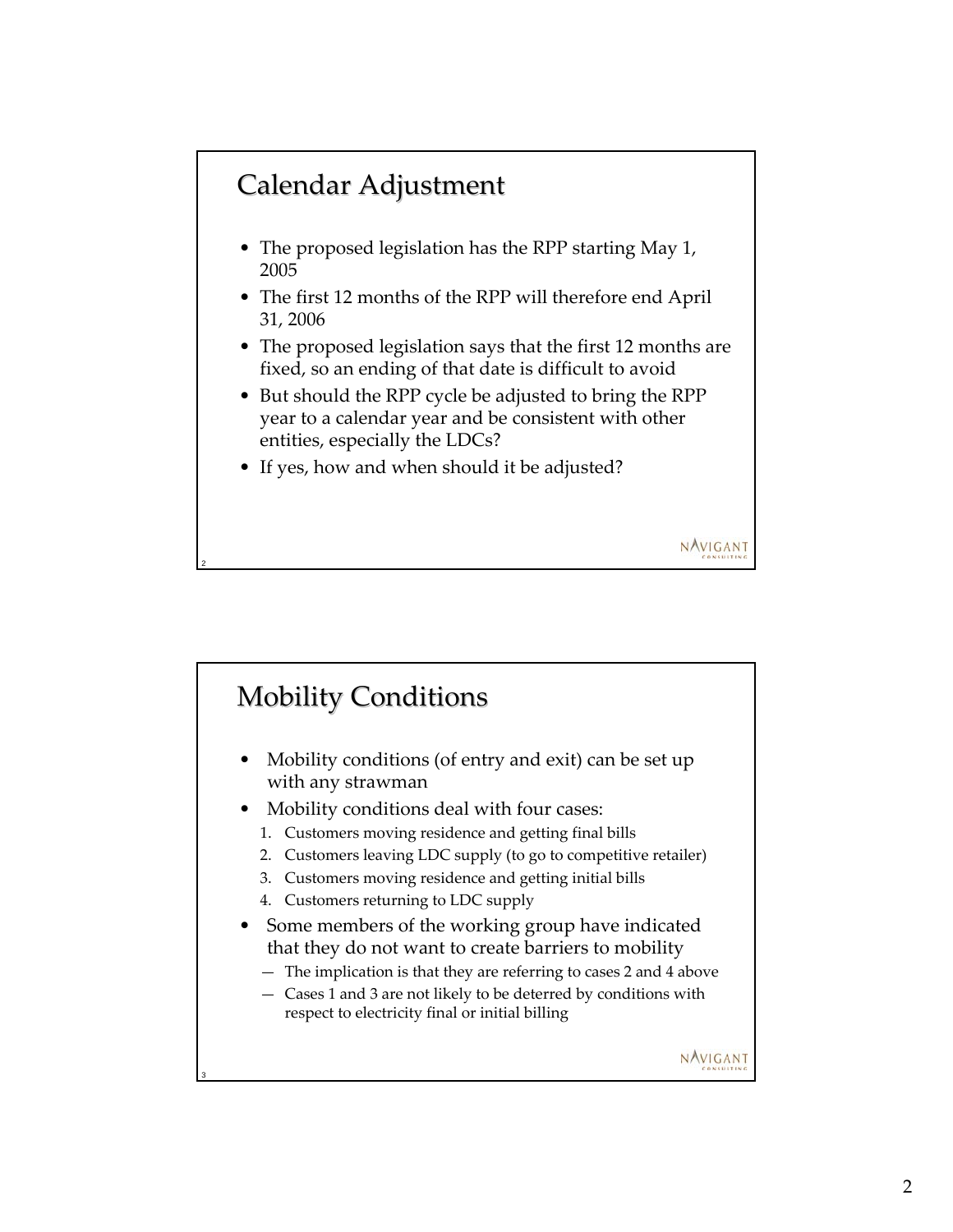## Calendar Adjustment

- The proposed legislation has the RPP starting May 1, 2005
- The first 12 months of the RPP will therefore end April 31, 2006
- The proposed legislation says that the first 12 months are fixed, so an ending of that date is difficult to avoid
- But should the RPP cycle be adjusted to bring the RPP year to a calendar year and be consistent with other entities, especially the LDCs?
- If yes, how and when should it be adjusted?

## Mobility Conditions

- Mobility conditions (of entry and exit) can be set up with any strawman
- Mobility conditions deal with four cases:
  1. Customers moving residence and getting final bills
  2. Customers leaving LDC supply (to go to competitive retailer)
  3. Customers moving residence and getting initial bills
  4. Customers returning to LDC supply
- Some members of the working group have indicated that they do not want to create barriers to mobility
  - The implication is that they are referring to cases 2 and 4 above
  - Cases 1 and 3 are not likely to be deterred by conditions with respect to electricity final or initial billing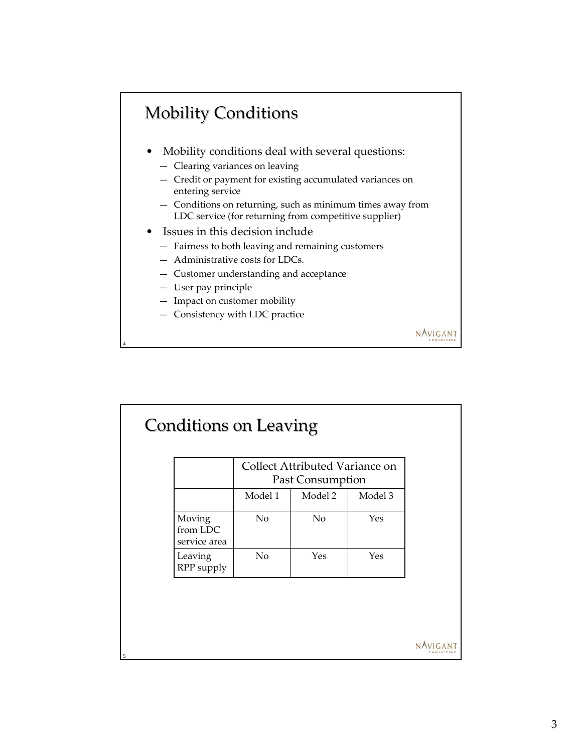## Mobility Conditions

- Mobility conditions deal with several questions:
  - Clearing variances on leaving
  - Credit or payment for existing accumulated variances on entering service
  - Conditions on returning, such as minimum times away from LDC service (for returning from competitive supplier)
- Issues in this decision include
  - Fairness to both leaving and remaining customers
  - Administrative costs for LDCs.
  - Customer understanding and acceptance
  - User pay principle
  - Impact on customer mobility
  - Consistency with LDC practice

## Conditions on Leaving

| | Collect Attributed Variance on Past Consumption | | |
|---|---|---|---|
| | Model 1 | Model 2 | Model 3 |
| Moving from LDC service area | No | No | Yes |
| Leaving RPP supply | No | Yes | Yes |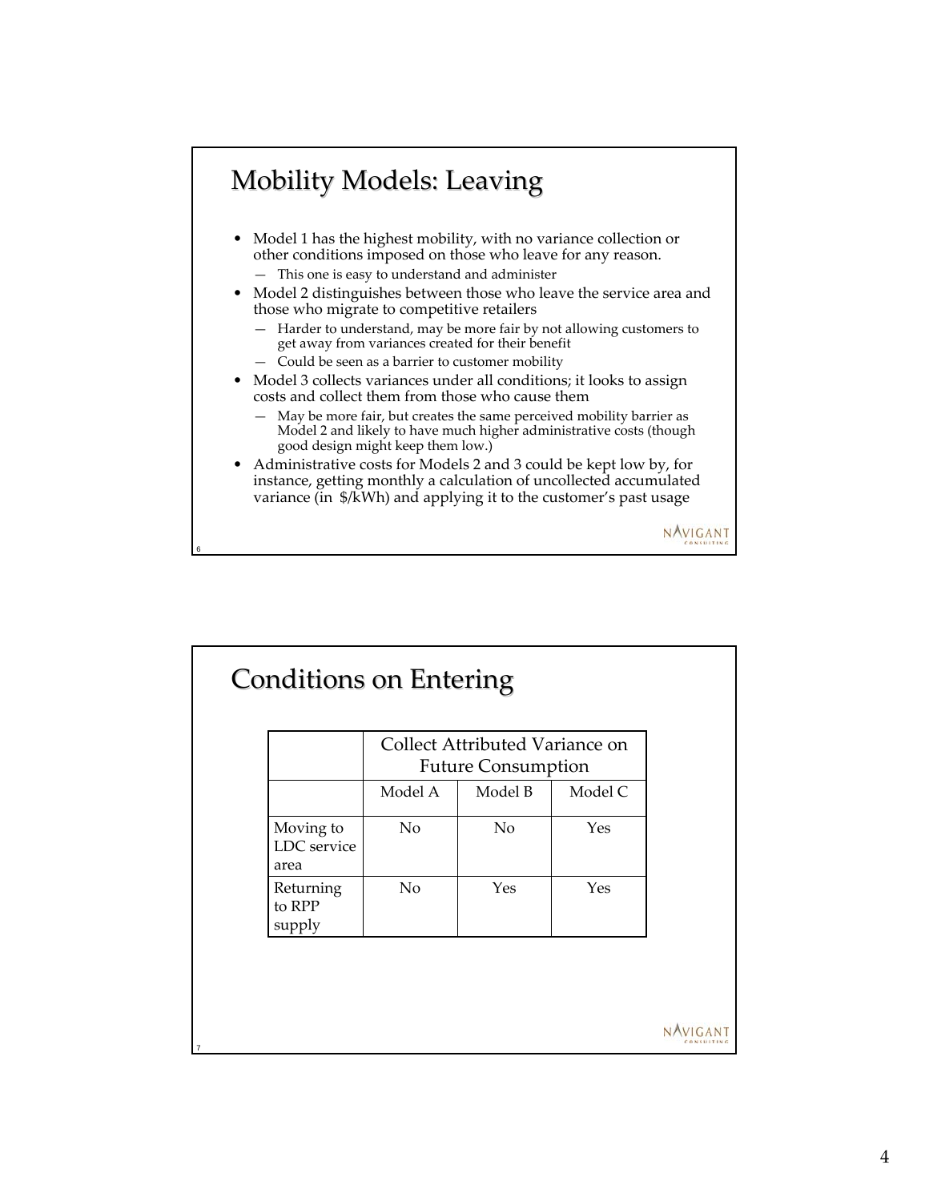## Mobility Models: Leaving

- Model 1 has the highest mobility, with no variance collection or other conditions imposed on those who leave for any reason.
  - This one is easy to understand and administer
- Model 2 distinguishes between those who leave the service area and those who migrate to competitive retailers
  - Harder to understand, may be more fair by not allowing customers to get away from variances created for their benefit
  - Could be seen as a barrier to customer mobility
- Model 3 collects variances under all conditions; it looks to assign costs and collect them from those who cause them
  - May be more fair, but creates the same perceived mobility barrier as Model 2 and likely to have much higher administrative costs (though good design might keep them low.)
- Administrative costs for Models 2 and 3 could be kept low by, for instance, getting monthly a calculation of uncollected accumulated variance (in $/kWh) and applying it to the customer's past usage

## Conditions on Entering

| | Collect Attributed Variance on Future Consumption | | |
|---|---|---|---|
| | Model A | Model B | Model C |
| Moving to LDC service area | No | No | Yes |
| Returning to RPP supply | No | Yes | Yes |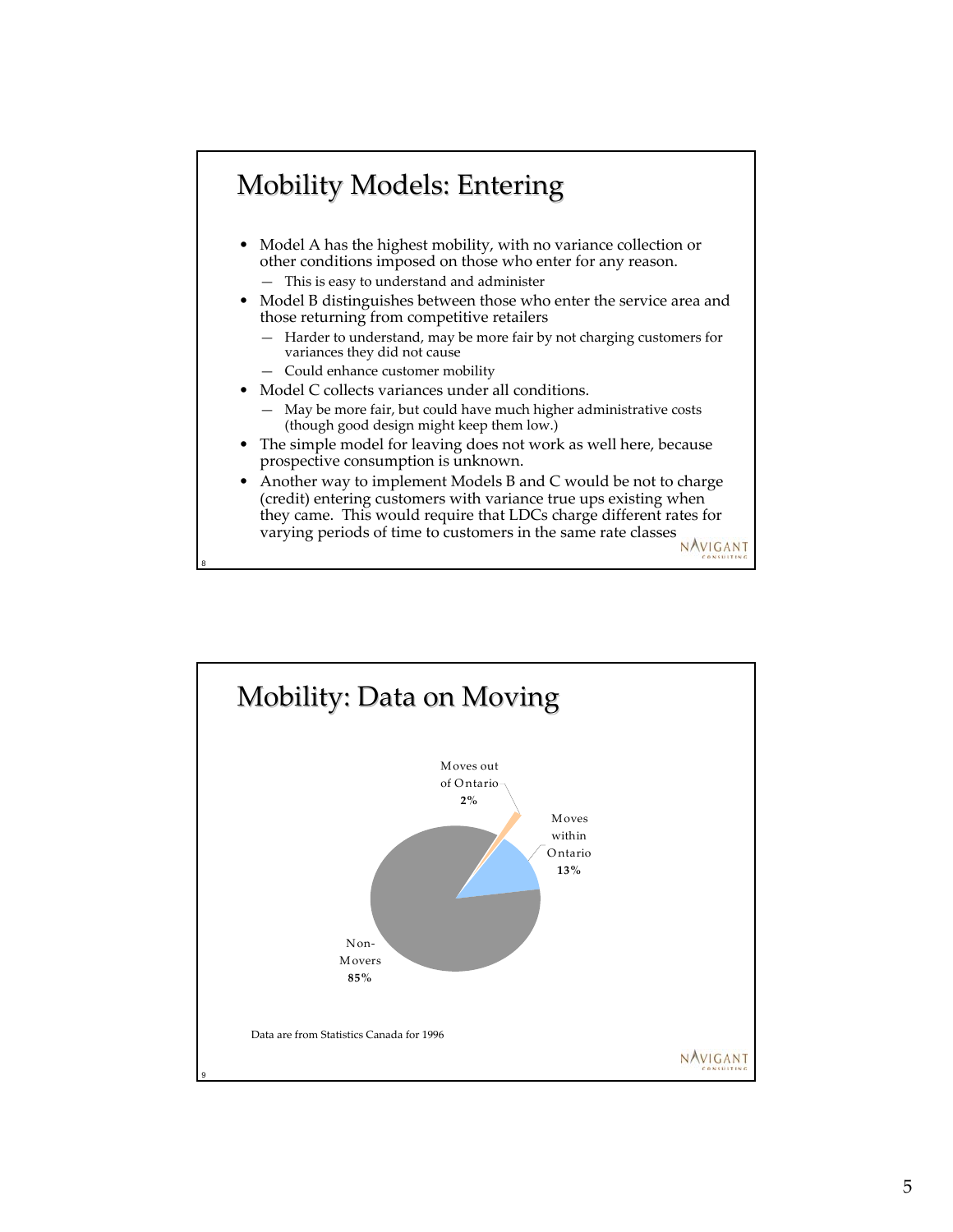## Mobility Models: Entering

- Model A has the highest mobility, with no variance collection or other conditions imposed on those who enter for any reason.
  - This is easy to understand and administer
- Model B distinguishes between those who enter the service area and those returning from competitive retailers
  - Harder to understand, may be more fair by not charging customers for variances they did not cause
  - Could enhance customer mobility
- Model C collects variances under all conditions.
  - May be more fair, but could have much higher administrative costs (though good design might keep them low.)
- The simple model for leaving does not work as well here, because prospective consumption is unknown.
- Another way to implement Models B and C would be not to charge (credit) entering customers with variance true ups existing when they came. This would require that LDCs charge different rates for varying periods of time to customers in the same rate classes

## Mobility: Data on Moving

Moves out of Ontario **2%**

Moves within Ontario **13%**

Non-Movers **85%**

Data are from Statistics Canada for 1996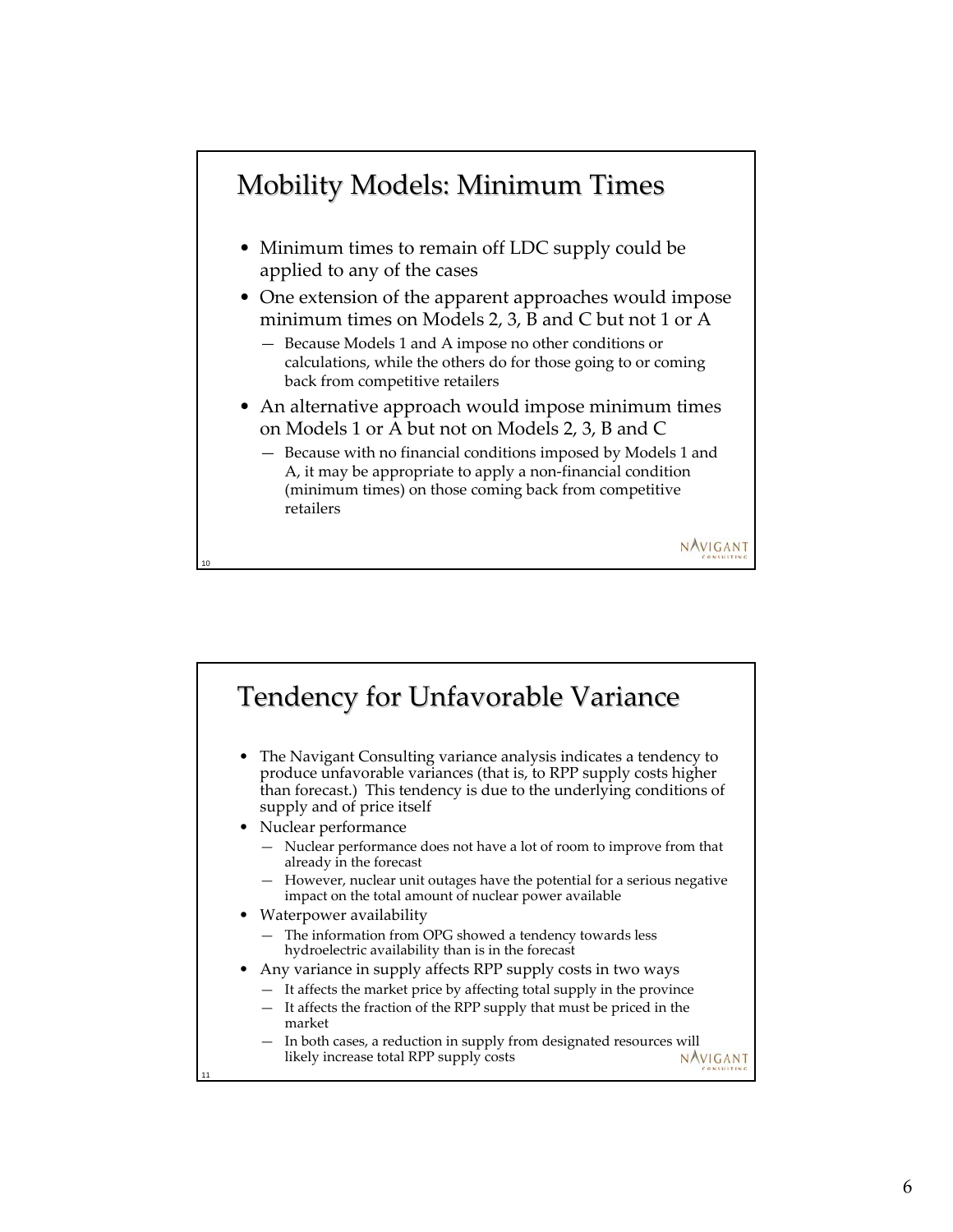## Mobility Models: Minimum Times

- Minimum times to remain off LDC supply could be applied to any of the cases
- One extension of the apparent approaches would impose minimum times on Models 2, 3, B and C but not 1 or A
  - Because Models 1 and A impose no other conditions or calculations, while the others do for those going to or coming back from competitive retailers
- An alternative approach would impose minimum times on Models 1 or A but not on Models 2, 3, B and C
  - Because with no financial conditions imposed by Models 1 and A, it may be appropriate to apply a non-financial condition (minimum times) on those coming back from competitive retailers

## Tendency for Unfavorable Variance

- The Navigant Consulting variance analysis indicates a tendency to produce unfavorable variances (that is, to RPP supply costs higher than forecast.) This tendency is due to the underlying conditions of supply and of price itself
- Nuclear performance
  - Nuclear performance does not have a lot of room to improve from that already in the forecast
  - However, nuclear unit outages have the potential for a serious negative impact on the total amount of nuclear power available
- Waterpower availability
  - The information from OPG showed a tendency towards less hydroelectric availability than is in the forecast
- Any variance in supply affects RPP supply costs in two ways
  - It affects the market price by affecting total supply in the province
  - It affects the fraction of the RPP supply that must be priced in the market
  - In both cases, a reduction in supply from designated resources will likely increase total RPP supply costs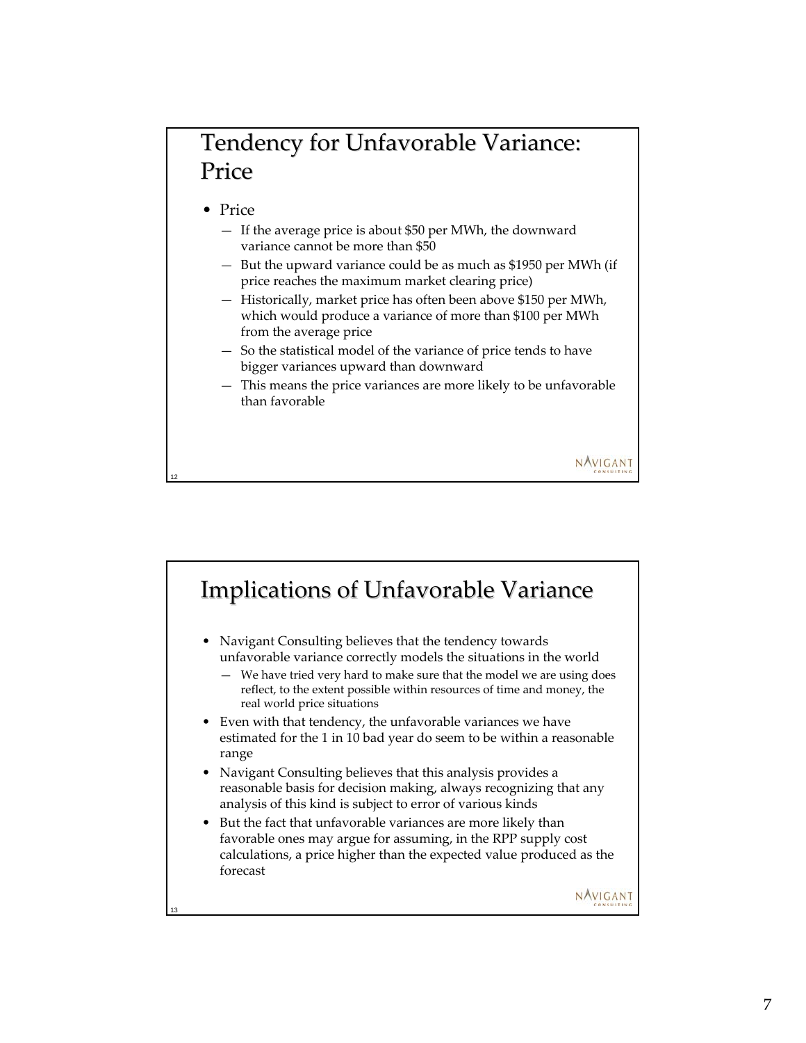## Tendency for Unfavorable Variance: Price

- Price
  - If the average price is about $50 per MWh, the downward variance cannot be more than $50
  - But the upward variance could be as much as $1950 per MWh (if price reaches the maximum market clearing price)
  - Historically, market price has often been above $150 per MWh, which would produce a variance of more than $100 per MWh from the average price
  - So the statistical model of the variance of price tends to have bigger variances upward than downward
  - This means the price variances are more likely to be unfavorable than favorable

## Implications of Unfavorable Variance

- Navigant Consulting believes that the tendency towards unfavorable variance correctly models the situations in the world
  - We have tried very hard to make sure that the model we are using does reflect, to the extent possible within resources of time and money, the real world price situations
- Even with that tendency, the unfavorable variances we have estimated for the 1 in 10 bad year do seem to be within a reasonable range
- Navigant Consulting believes that this analysis provides a reasonable basis for decision making, always recognizing that any analysis of this kind is subject to error of various kinds
- But the fact that unfavorable variances are more likely than favorable ones may argue for assuming, in the RPP supply cost calculations, a price higher than the expected value produced as the forecast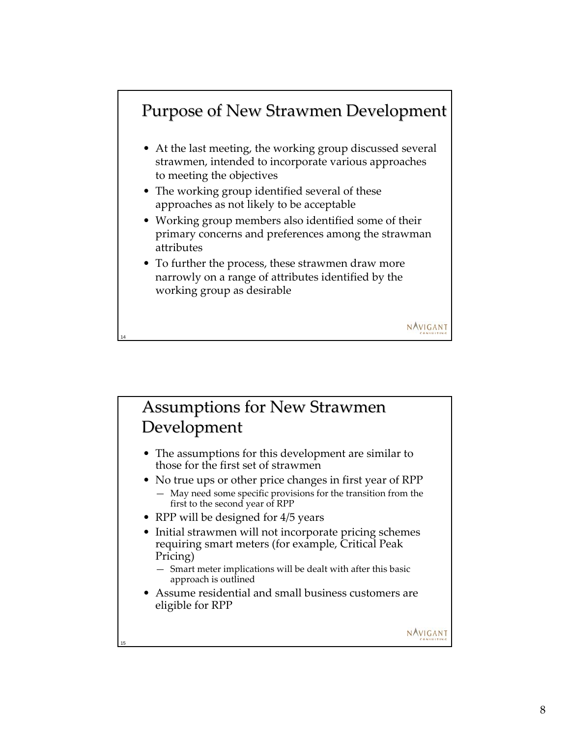## Purpose of New Strawmen Development

- At the last meeting, the working group discussed several strawmen, intended to incorporate various approaches to meeting the objectives
- The working group identified several of these approaches as not likely to be acceptable
- Working group members also identified some of their primary concerns and preferences among the strawman attributes
- To further the process, these strawmen draw more narrowly on a range of attributes identified by the working group as desirable

## Assumptions for New Strawmen Development

- The assumptions for this development are similar to those for the first set of strawmen
- No true ups or other price changes in first year of RPP
  - May need some specific provisions for the transition from the first to the second year of RPP
- RPP will be designed for 4/5 years
- Initial strawmen will not incorporate pricing schemes requiring smart meters (for example, Critical Peak Pricing)
  - Smart meter implications will be dealt with after this basic approach is outlined
- Assume residential and small business customers are eligible for RPP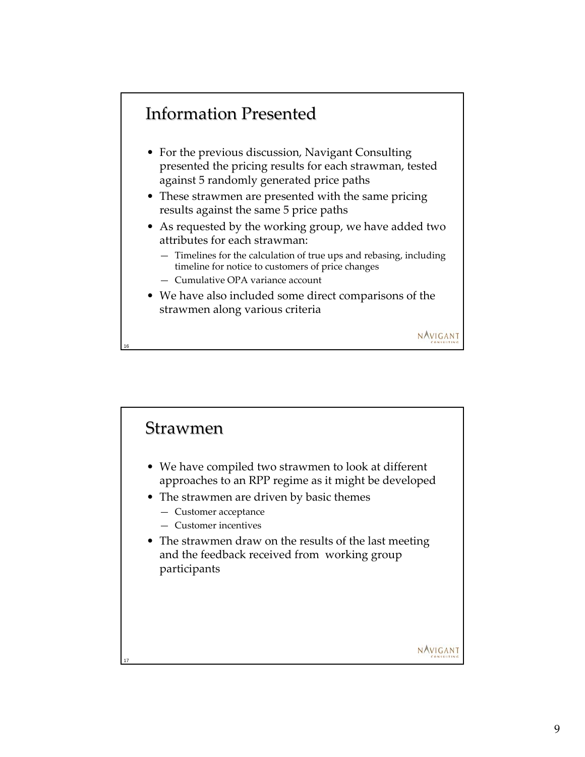## Information Presented

- For the previous discussion, Navigant Consulting presented the pricing results for each strawman, tested against 5 randomly generated price paths
- These strawmen are presented with the same pricing results against the same 5 price paths
- As requested by the working group, we have added two attributes for each strawman:
  - Timelines for the calculation of true ups and rebasing, including timeline for notice to customers of price changes
  - Cumulative OPA variance account
- We have also included some direct comparisons of the strawmen along various criteria

## Strawmen

- We have compiled two strawmen to look at different approaches to an RPP regime as it might be developed
- The strawmen are driven by basic themes
  - Customer acceptance
  - Customer incentives
- The strawmen draw on the results of the last meeting and the feedback received from working group participants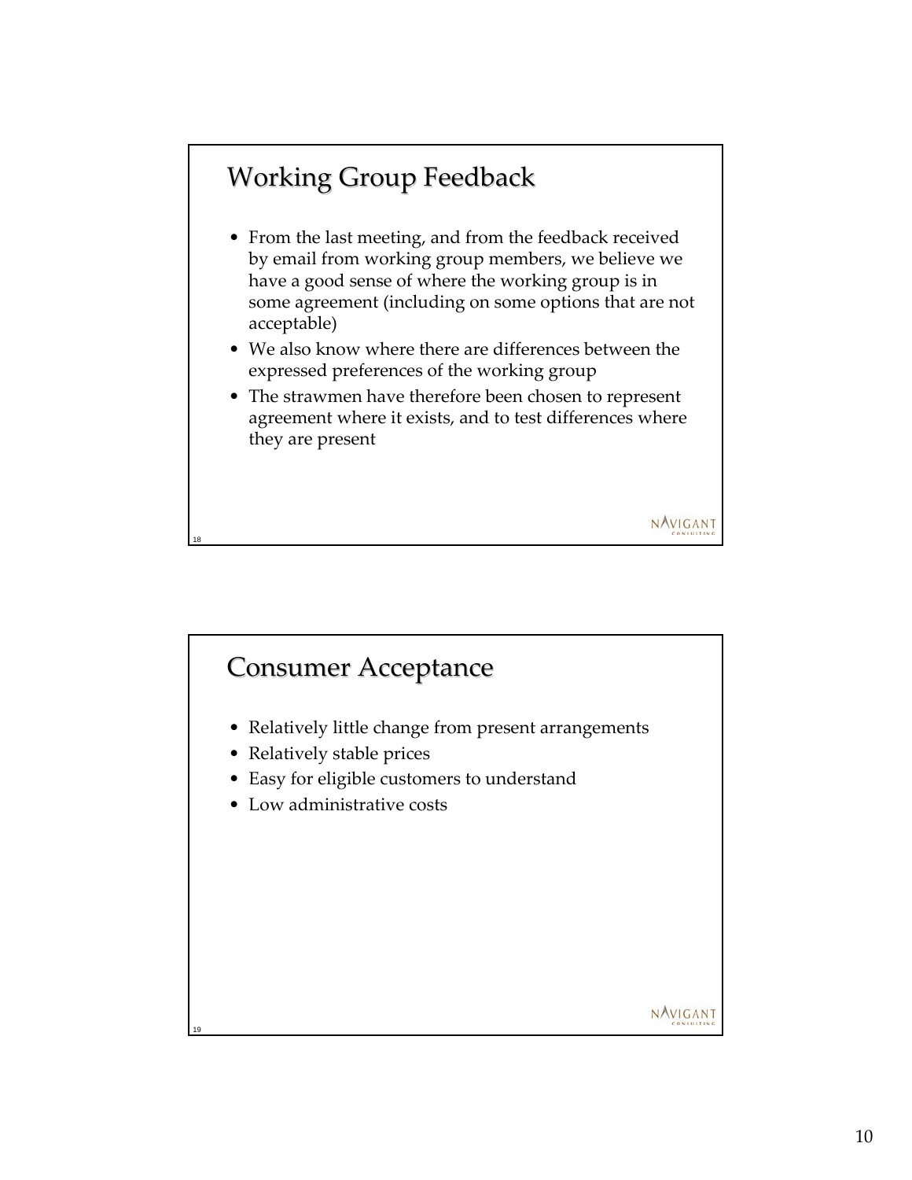## Working Group Feedback

- From the last meeting, and from the feedback received by email from working group members, we believe we have a good sense of where the working group is in some agreement (including on some options that are not acceptable)
- We also know where there are differences between the expressed preferences of the working group
- The strawmen have therefore been chosen to represent agreement where it exists, and to test differences where they are present

## Consumer Acceptance

- Relatively little change from present arrangements
- Relatively stable prices
- Easy for eligible customers to understand
- Low administrative costs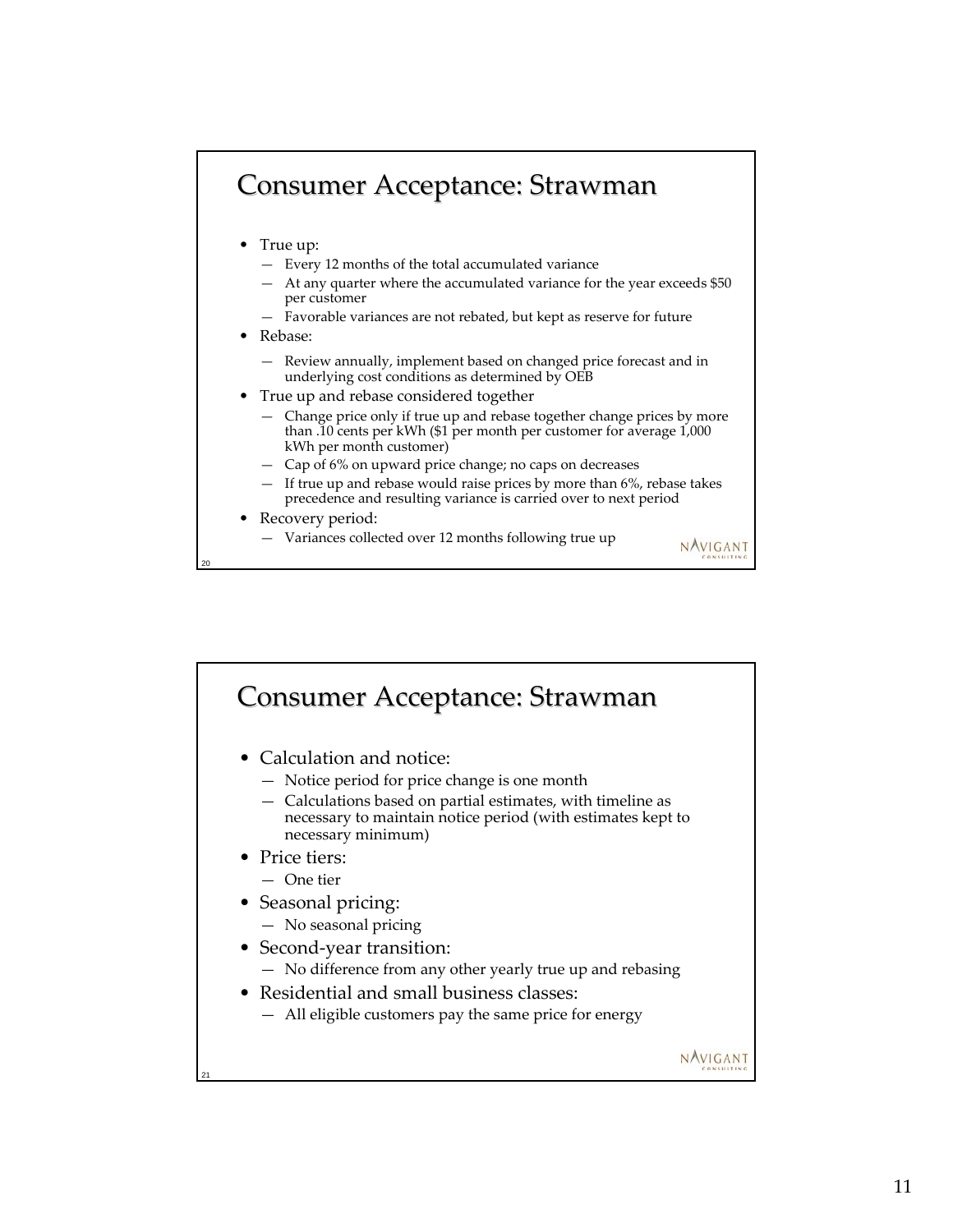## Consumer Acceptance: Strawman

- True up:
  - Every 12 months of the total accumulated variance
  - At any quarter where the accumulated variance for the year exceeds $50 per customer
  - Favorable variances are not rebated, but kept as reserve for future
- Rebase:
  - Review annually, implement based on changed price forecast and in underlying cost conditions as determined by OEB
- True up and rebase considered together
  - Change price only if true up and rebase together change prices by more than .10 cents per kWh ($1 per month per customer for average 1,000 kWh per month customer)
  - Cap of 6% on upward price change; no caps on decreases
  - If true up and rebase would raise prices by more than 6%, rebase takes precedence and resulting variance is carried over to next period
- Recovery period:
  - Variances collected over 12 months following true up

## Consumer Acceptance: Strawman

- Calculation and notice:
  - Notice period for price change is one month
  - Calculations based on partial estimates, with timeline as necessary to maintain notice period (with estimates kept to necessary minimum)
- Price tiers:
  - One tier
- Seasonal pricing:
  - No seasonal pricing
- Second-year transition:
  - No difference from any other yearly true up and rebasing
- Residential and small business classes:
  - All eligible customers pay the same price for energy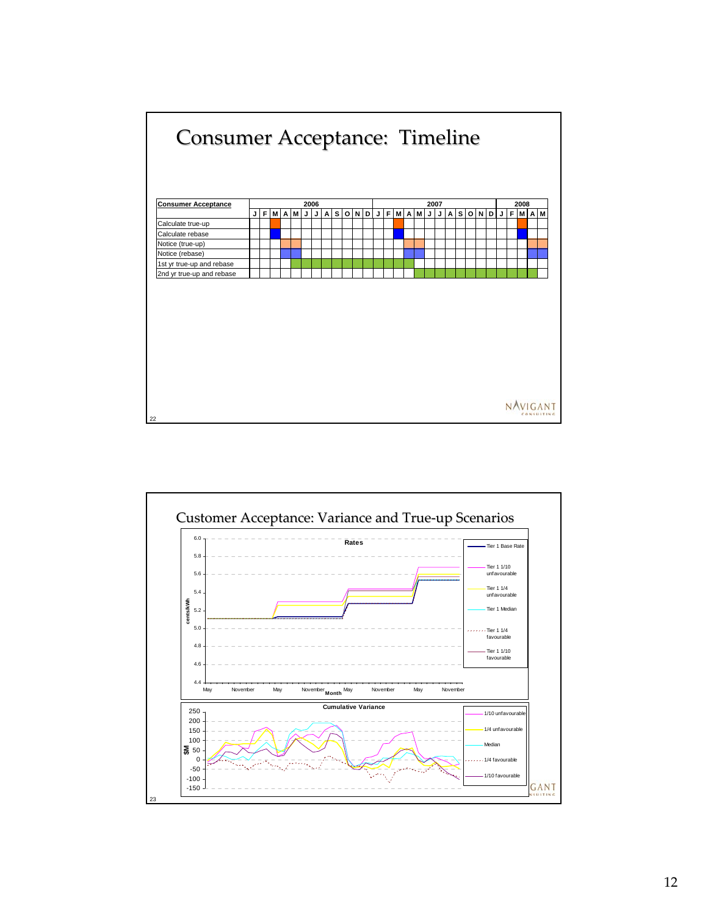# Consumer Acceptance: Timeline

| Consumer Acceptance | 2006 | | | | | | | | | | | | 2007 | | | | | | | | | | | | 2008 | | | | |
|---|---|---|---|---|---|---|---|---|---|---|---|---|---|---|---|---|---|---|---|---|---|---|---|---|---|---|---|---|---|
| | J | F | M | A | M | J | J | A | S | O | N | D | J | F | M | A | M | J | J | A | S | O | N | D | J | F | M | A | M |
| Calculate true-up | | | ■ | | | | | | | | | | | | ■ | | | | | | | | | | | | ■ | | |
| Calculate rebase | | | ■ | | | | | | | | | | | | ■ | | | | | | | | | | | | ■ | | |
| Notice (true-up) | | | | ■ | ■ | | | | | | | | | | | ■ | ■ | | | | | | | | | | | ■ | ■ |
| Notice (rebase) | | | | ■ | ■ | | | | | | | | | | | ■ | ■ | | | | | | | | | | | ■ | ■ |
| 1st yr true-up and rebase | | | | | | ■ | ■ | ■ | ■ | ■ | ■ | ■ | ■ | ■ | ■ | ■ | | | | | | | | | | | | | |
| 2nd yr true-up and rebase | | | | | | | | | | | | | | | | | ■ | ■ | ■ | ■ | ■ | ■ | ■ | ■ | ■ | ■ | ■ | ■ | |

# Customer Acceptance: Variance and True-up Scenarios

**Rates** (cents/kWh, by Month: May, November, May, November, May, November, May, November)

Legend: Tier 1 Base Rate; Tier 1 1/10 unfavourable; Tier 1 1/4 unfavourable; Tier 1 Median; Tier 1 1/4 favourable; Tier 1 1/10 favourable

**Cumulative Variance** ($M)

Legend: 1/10 unfavourable; 1/4 unfavourable; Median; 1/4 favourable; 1/10 favourable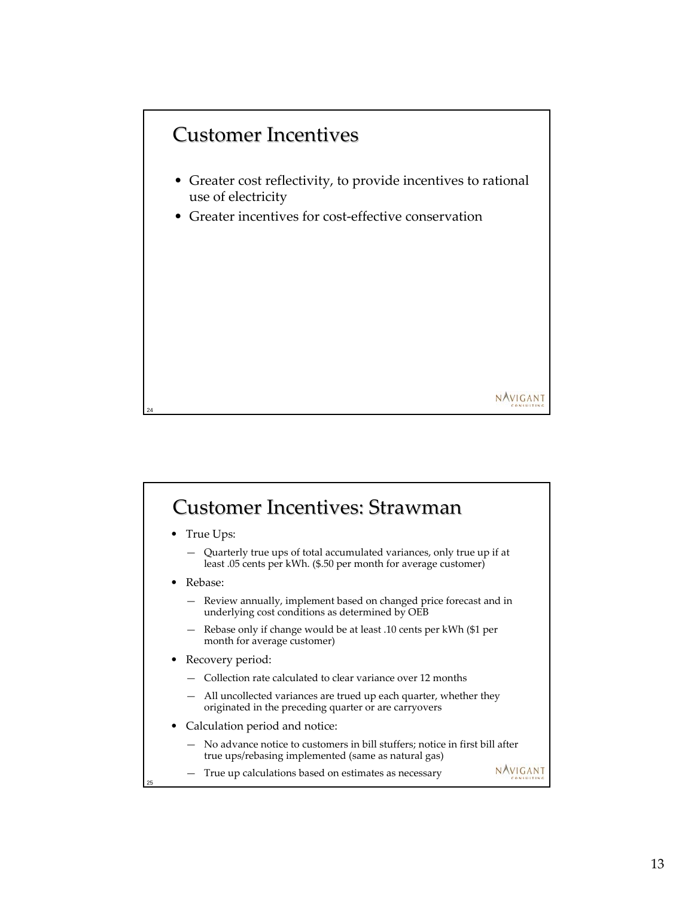# Customer Incentives

- Greater cost reflectivity, to provide incentives to rational use of electricity
- Greater incentives for cost-effective conservation

# Customer Incentives: Strawman

- True Ups:
  - Quarterly true ups of total accumulated variances, only true up if at least .05 cents per kWh. ($.50 per month for average customer)
- Rebase:
  - Review annually, implement based on changed price forecast and in underlying cost conditions as determined by OEB
  - Rebase only if change would be at least .10 cents per kWh ($1 per month for average customer)
- Recovery period:
  - Collection rate calculated to clear variance over 12 months
  - All uncollected variances are trued up each quarter, whether they originated in the preceding quarter or are carryovers
- Calculation period and notice:
  - No advance notice to customers in bill stuffers; notice in first bill after true ups/rebasing implemented (same as natural gas)
  - True up calculations based on estimates as necessary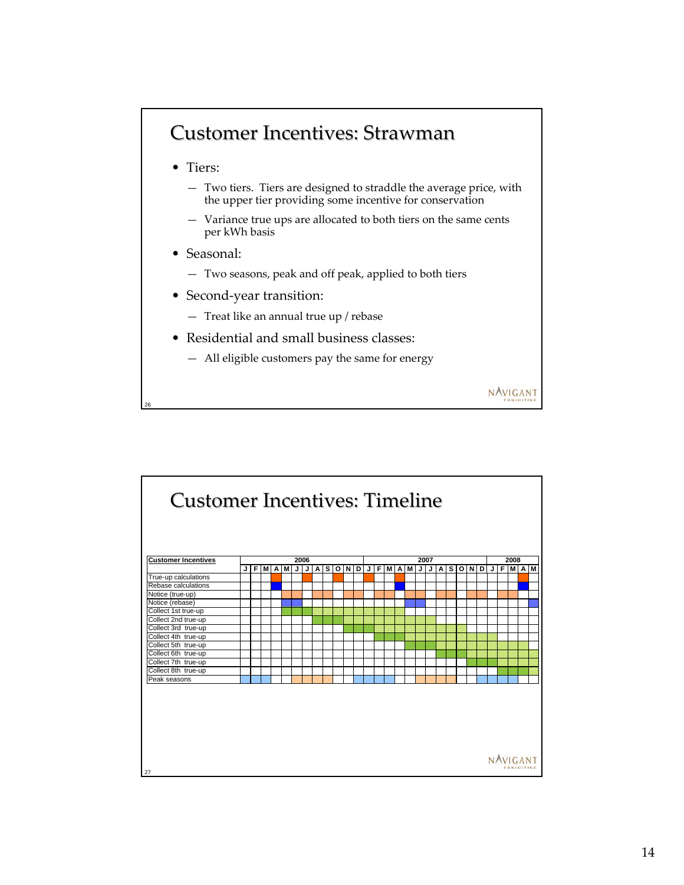# Customer Incentives: Strawman

- Tiers:
  - Two tiers. Tiers are designed to straddle the average price, with the upper tier providing some incentive for conservation
  - Variance true ups are allocated to both tiers on the same cents per kWh basis
- Seasonal:
  - Two seasons, peak and off peak, applied to both tiers
- Second-year transition:
  - Treat like an annual true up / rebase
- Residential and small business classes:
  - All eligible customers pay the same for energy

# Customer Incentives: Timeline

| Customer Incentives | 2006 | | | | | | | | | | | | 2007 | | | | | | | | | | | | 2008 | | | | |
|---|---|---|---|---|---|---|---|---|---|---|---|---|---|---|---|---|---|---|---|---|---|---|---|---|---|---|---|---|---|
| | J | F | M | A | M | J | J | A | S | O | N | D | J | F | M | A | M | J | J | A | S | O | N | D | J | F | M | A | M |
| True-up calculations | | | | | | | | | | | | | | | | | | | | | | | | | | | | | |
| Rebase calculations | | | | | | | | | | | | | | | | | | | | | | | | | | | | | |
| Notice (true-up) | | | | | | | | | | | | | | | | | | | | | | | | | | | | | |
| Notice (rebase) | | | | | | | | | | | | | | | | | | | | | | | | | | | | | |
| Collect 1st true-up | | | | | | | | | | | | | | | | | | | | | | | | | | | | | |
| Collect 2nd true-up | | | | | | | | | | | | | | | | | | | | | | | | | | | | | |
| Collect 3rd true-up | | | | | | | | | | | | | | | | | | | | | | | | | | | | | |
| Collect 4th true-up | | | | | | | | | | | | | | | | | | | | | | | | | | | | | |
| Collect 5th true-up | | | | | | | | | | | | | | | | | | | | | | | | | | | | | |
| Collect 6th true-up | | | | | | | | | | | | | | | | | | | | | | | | | | | | | |
| Collect 7th true-up | | | | | | | | | | | | | | | | | | | | | | | | | | | | | |
| Collect 8th true-up | | | | | | | | | | | | | | | | | | | | | | | | | | | | | |
| Peak seasons | | | | | | | | | | | | | | | | | | | | | | | | | | | | | |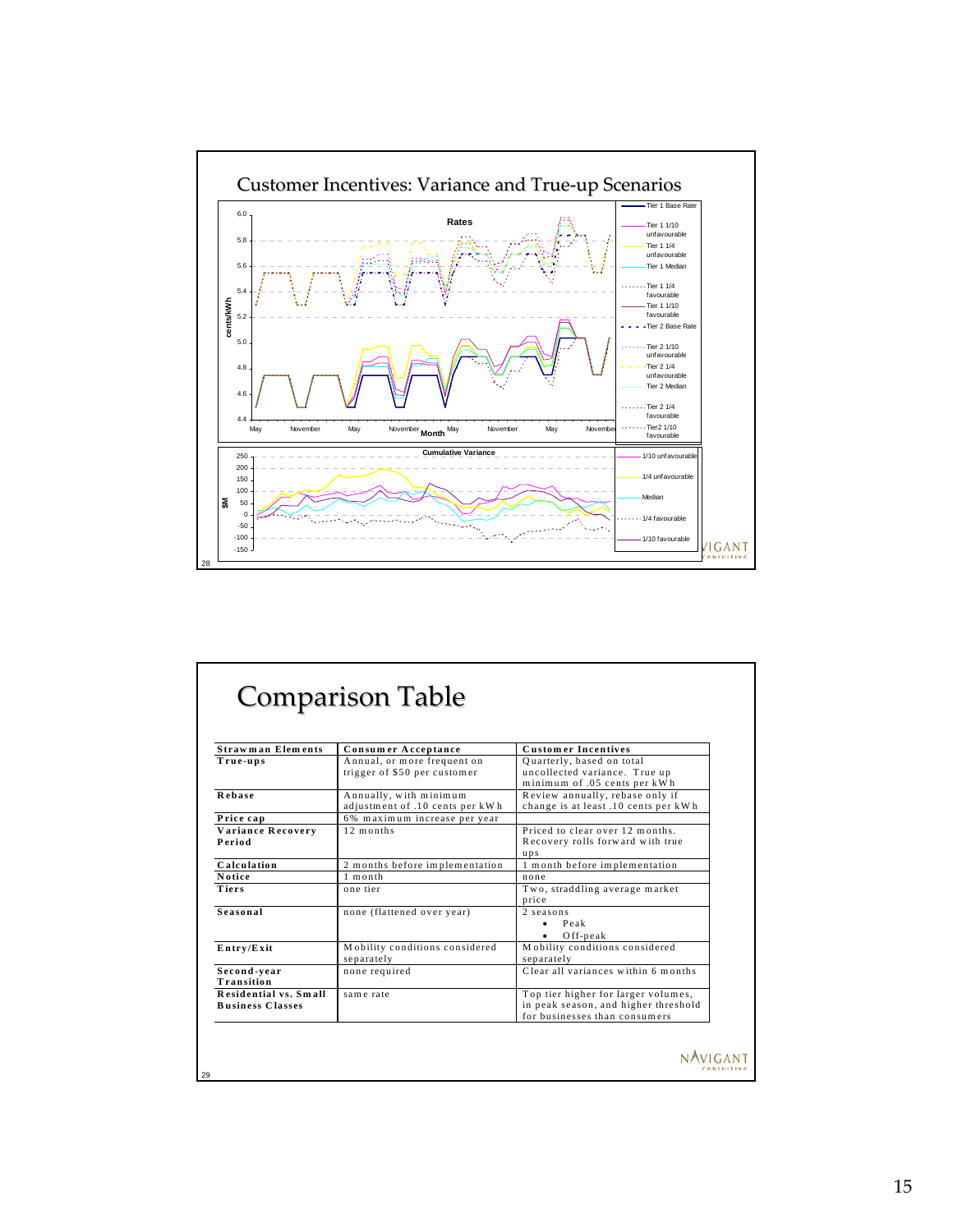## Customer Incentives: Variance and True-up Scenarios

**Rates**

cents/kWh

Month: May, November, May, November, May, November, May, November

Legend: Tier 1 Base Rate; Tier 1 1/10 unfavourable; Tier 1 1/4 unfavourable; Tier 1 Median; Tier 1 1/4 favourable; Tier 1 1/10 favourable; Tier 2 Base Rate; Tier 2 1/10 unfavourable; Tier 2 1/4 unfavourable; Tier 2 Median; Tier 2 1/4 favourable; Tier2 1/10 favourable

**Cumulative Variance**

$M

Legend: 1/10 unfavourable; 1/4 unfavourable; Median; 1/4 favourable; 1/10 favourable

## Comparison Table

| Strawman Elements | Consumer Acceptance | Customer Incentives |
|---|---|---|
| True-ups | Annual, or more frequent on trigger of $50 per customer | Quarterly, based on total uncollected variance. True up minimum of .05 cents per kWh |
| Rebase | Annually, with minimum adjustment of .10 cents per kWh | Review annually, rebase only if change is at least .10 cents per kWh |
| Price cap | 6% maximum increase per year | |
| Variance Recovery Period | 12 months | Priced to clear over 12 months. Recovery rolls forward with true ups |
| Calculation | 2 months before implementation | 1 month before implementation |
| Notice | 1 month | none |
| Tiers | one tier | Two, straddling average market price |
| Seasonal | none (flattened over year) | 2 seasons<br>• Peak<br>• Off-peak |
| Entry/Exit | Mobility conditions considered separately | Mobility conditions considered separately |
| Second-year Transition | none required | Clear all variances within 6 months |
| Residential vs. Small Business Classes | same rate | Top tier higher for larger volumes, in peak season, and higher threshold for businesses than consumers |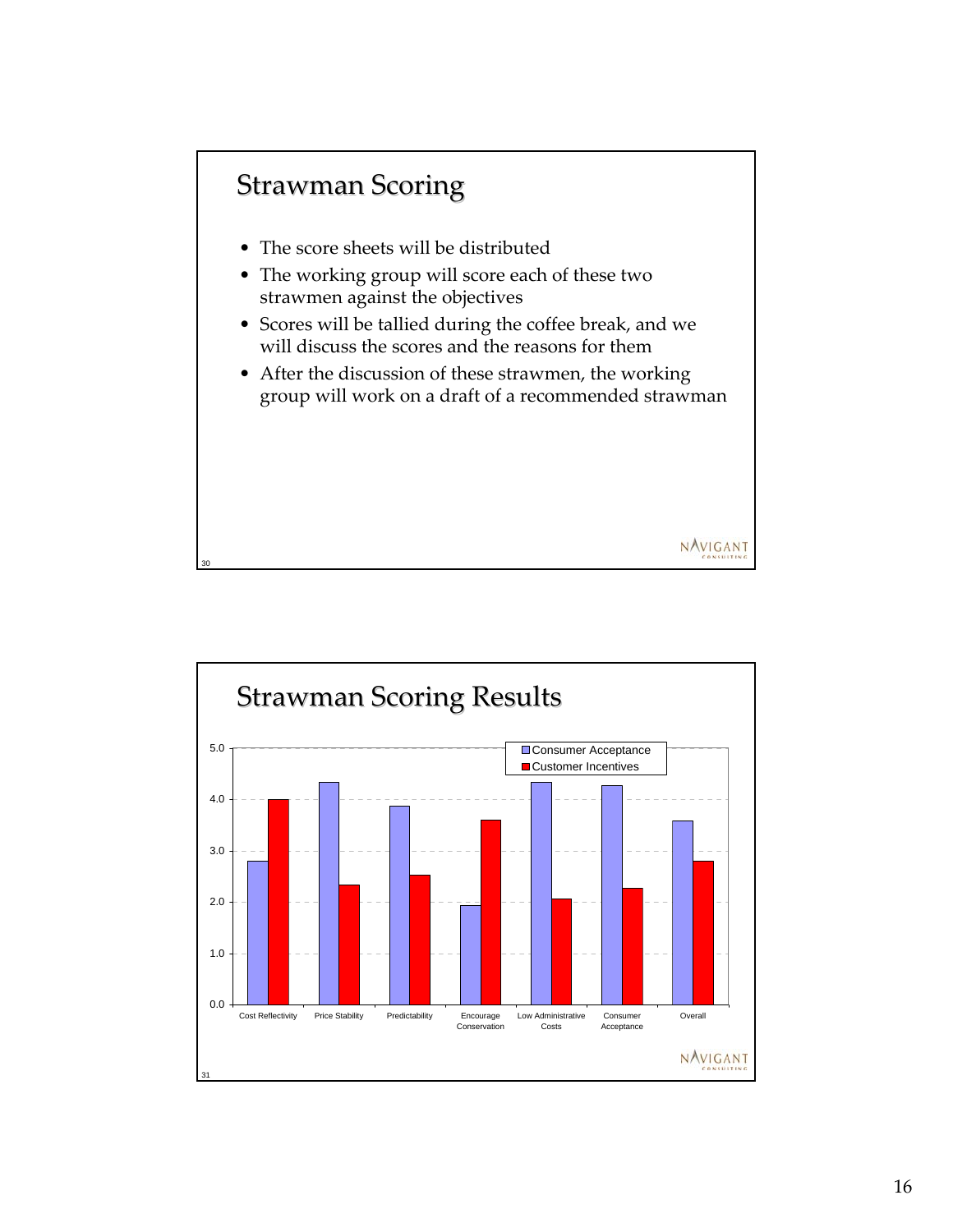## Strawman Scoring

- The score sheets will be distributed
- The working group will score each of these two strawmen against the objectives
- Scores will be tallied during the coffee break, and we will discuss the scores and the reasons for them
- After the discussion of these strawmen, the working group will work on a draft of a recommended strawman

NAVIGANT CONSULTING

## Strawman Scoring Results

Consumer Acceptance
Customer Incentives

5.0
4.0
3.0
2.0
1.0
0.0

Cost Reflectivity
Price Stability
Predictability
Encourage Conservation
Low Administrative Costs
Consumer Acceptance
Overall

NAVIGANT CONSULTING